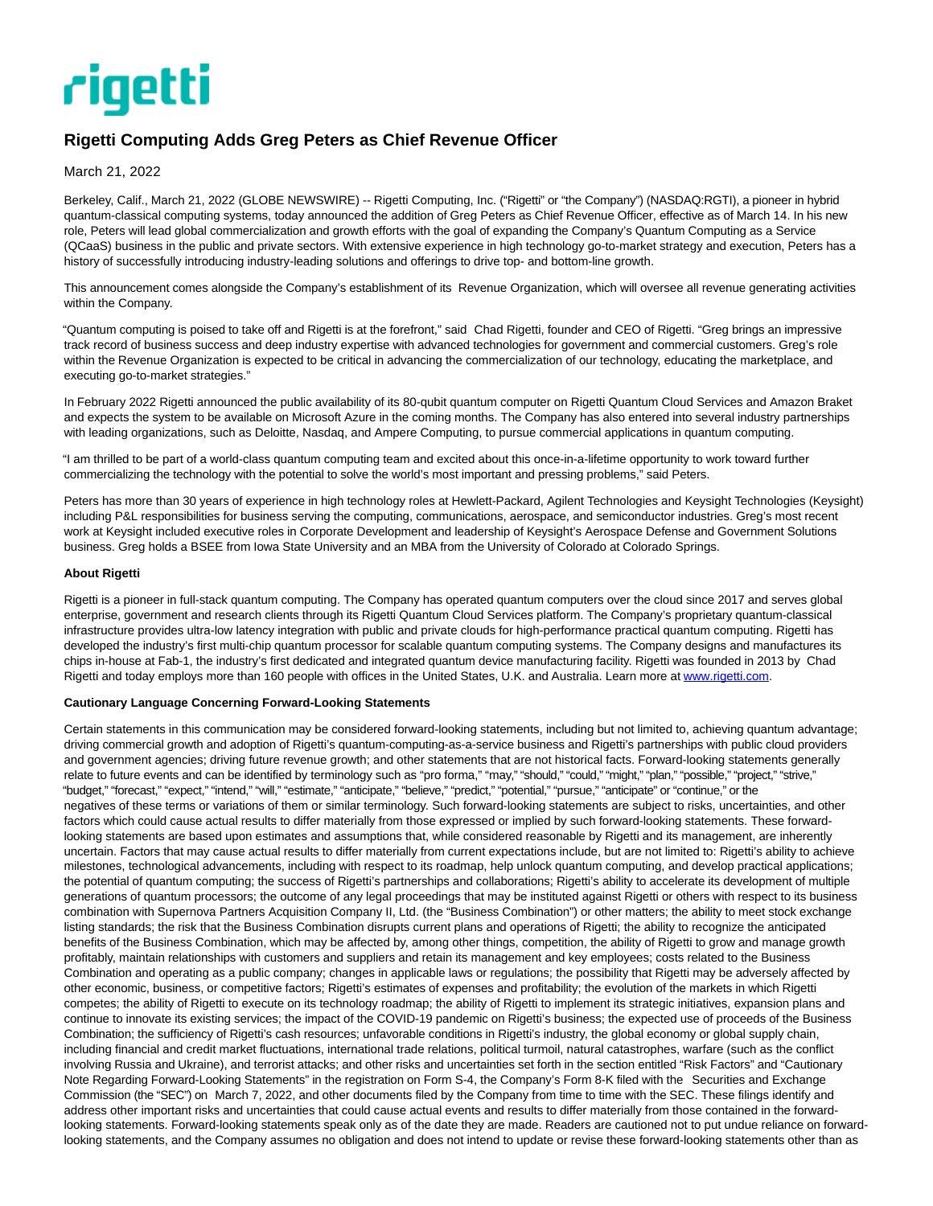rigetti

# Rigetti Computing Adds Greg Peters as Chief Revenue Officer

March 21, 2022

Berkeley, Calif., March 21, 2022 (GLOBE NEWSWIRE) -- Rigetti Computing, Inc. ("Rigetti" or "the Company") (NASDAQ:RGTI), a pioneer in hybrid quantum-classical computing systems, today announced the addition of Greg Peters as Chief Revenue Officer, effective as of March 14. In his new role, Peters will lead global commercialization and growth efforts with the goal of expanding the Company's Quantum Computing as a Service (QCaaS) business in the public and private sectors. With extensive experience in high technology go-to-market strategy and execution, Peters has a history of successfully introducing industry-leading solutions and offerings to drive top- and bottom-line growth.

This announcement comes alongside the Company's establishment of its Revenue Organization, which will oversee all revenue generating activities within the Company.

"Quantum computing is poised to take off and Rigetti is at the forefront," said Chad Rigetti, founder and CEO of Rigetti. "Greg brings an impressive track record of business success and deep industry expertise with advanced technologies for government and commercial customers. Greg's role within the Revenue Organization is expected to be critical in advancing the commercialization of our technology, educating the marketplace, and executing go-to-market strategies."

In February 2022 Rigetti announced the public availability of its 80-qubit quantum computer on Rigetti Quantum Cloud Services and Amazon Braket and expects the system to be available on Microsoft Azure in the coming months. The Company has also entered into several industry partnerships with leading organizations, such as Deloitte, Nasdaq, and Ampere Computing, to pursue commercial applications in quantum computing.

"I am thrilled to be part of a world-class quantum computing team and excited about this once-in-a-lifetime opportunity to work toward further commercializing the technology with the potential to solve the world's most important and pressing problems," said Peters.

Peters has more than 30 years of experience in high technology roles at Hewlett-Packard, Agilent Technologies and Keysight Technologies (Keysight) including P&L responsibilities for business serving the computing, communications, aerospace, and semiconductor industries. Greg's most recent work at Keysight included executive roles in Corporate Development and leadership of Keysight's Aerospace Defense and Government Solutions business. Greg holds a BSEE from Iowa State University and an MBA from the University of Colorado at Colorado Springs.

**About Rigetti**

Rigetti is a pioneer in full-stack quantum computing. The Company has operated quantum computers over the cloud since 2017 and serves global enterprise, government and research clients through its Rigetti Quantum Cloud Services platform. The Company's proprietary quantum-classical infrastructure provides ultra-low latency integration with public and private clouds for high-performance practical quantum computing. Rigetti has developed the industry's first multi-chip quantum processor for scalable quantum computing systems. The Company designs and manufactures its chips in-house at Fab-1, the industry's first dedicated and integrated quantum device manufacturing facility. Rigetti was founded in 2013 by Chad Rigetti and today employs more than 160 people with offices in the United States, U.K. and Australia. Learn more at [www.rigetti.com](www.rigetti.com).

**Cautionary Language Concerning Forward-Looking Statements**

Certain statements in this communication may be considered forward-looking statements, including but not limited to, achieving quantum advantage; driving commercial growth and adoption of Rigetti's quantum-computing-as-a-service business and Rigetti's partnerships with public cloud providers and government agencies; driving future revenue growth; and other statements that are not historical facts. Forward-looking statements generally relate to future events and can be identified by terminology such as "pro forma," "may," "should," "could," "might," "plan," "possible," "project," "strive," "budget," "forecast," "expect," "intend," "will," "estimate," "anticipate," "believe," "predict," "potential," "pursue," "anticipate" or "continue," or the negatives of these terms or variations of them or similar terminology. Such forward-looking statements are subject to risks, uncertainties, and other factors which could cause actual results to differ materially from those expressed or implied by such forward-looking statements. These forward-looking statements are based upon estimates and assumptions that, while considered reasonable by Rigetti and its management, are inherently uncertain. Factors that may cause actual results to differ materially from current expectations include, but are not limited to: Rigetti's ability to achieve milestones, technological advancements, including with respect to its roadmap, help unlock quantum computing, and develop practical applications; the potential of quantum computing; the success of Rigetti's partnerships and collaborations; Rigetti's ability to accelerate its development of multiple generations of quantum processors; the outcome of any legal proceedings that may be instituted against Rigetti or others with respect to its business combination with Supernova Partners Acquisition Company II, Ltd. (the "Business Combination") or other matters; the ability to meet stock exchange listing standards; the risk that the Business Combination disrupts current plans and operations of Rigetti; the ability to recognize the anticipated benefits of the Business Combination, which may be affected by, among other things, competition, the ability of Rigetti to grow and manage growth profitably, maintain relationships with customers and suppliers and retain its management and key employees; costs related to the Business Combination and operating as a public company; changes in applicable laws or regulations; the possibility that Rigetti may be adversely affected by other economic, business, or competitive factors; Rigetti's estimates of expenses and profitability; the evolution of the markets in which Rigetti competes; the ability of Rigetti to execute on its technology roadmap; the ability of Rigetti to implement its strategic initiatives, expansion plans and continue to innovate its existing services; the impact of the COVID-19 pandemic on Rigetti's business; the expected use of proceeds of the Business Combination; the sufficiency of Rigetti's cash resources; unfavorable conditions in Rigetti's industry, the global economy or global supply chain, including financial and credit market fluctuations, international trade relations, political turmoil, natural catastrophes, warfare (such as the conflict involving Russia and Ukraine), and terrorist attacks; and other risks and uncertainties set forth in the section entitled "Risk Factors" and "Cautionary Note Regarding Forward-Looking Statements" in the registration on Form S-4, the Company's Form 8-K filed with the Securities and Exchange Commission (the "SEC") on March 7, 2022, and other documents filed by the Company from time to time with the SEC. These filings identify and address other important risks and uncertainties that could cause actual events and results to differ materially from those contained in the forward-looking statements. Forward-looking statements speak only as of the date they are made. Readers are cautioned not to put undue reliance on forward-looking statements, and the Company assumes no obligation and does not intend to update or revise these forward-looking statements other than as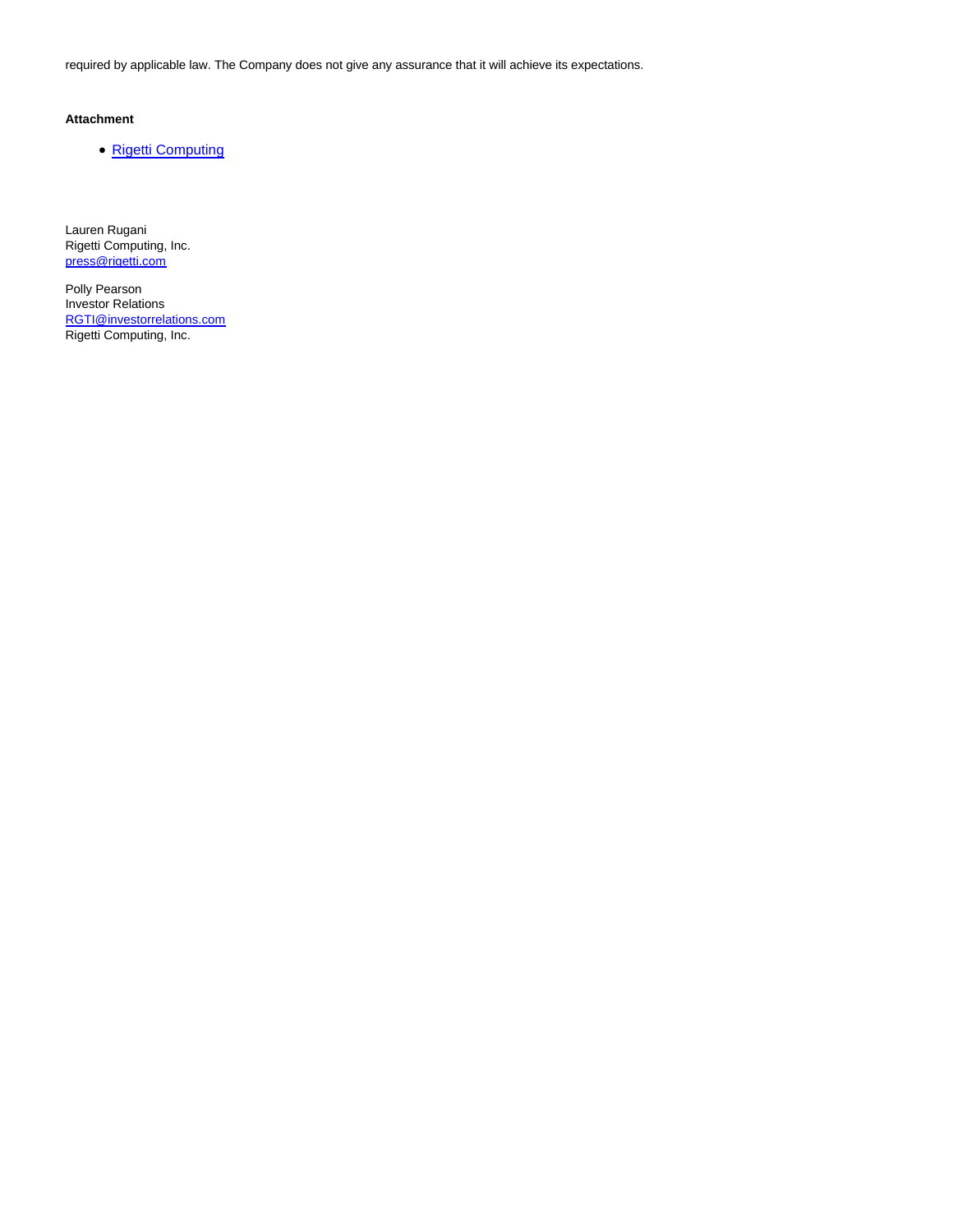required by applicable law. The Company does not give any assurance that it will achieve its expectations.

**Attachment**

- Rigetti Computing

Lauren Rugani
Rigetti Computing, Inc.
press@rigetti.com

Polly Pearson
Investor Relations
RGTI@investorrelations.com
Rigetti Computing, Inc.